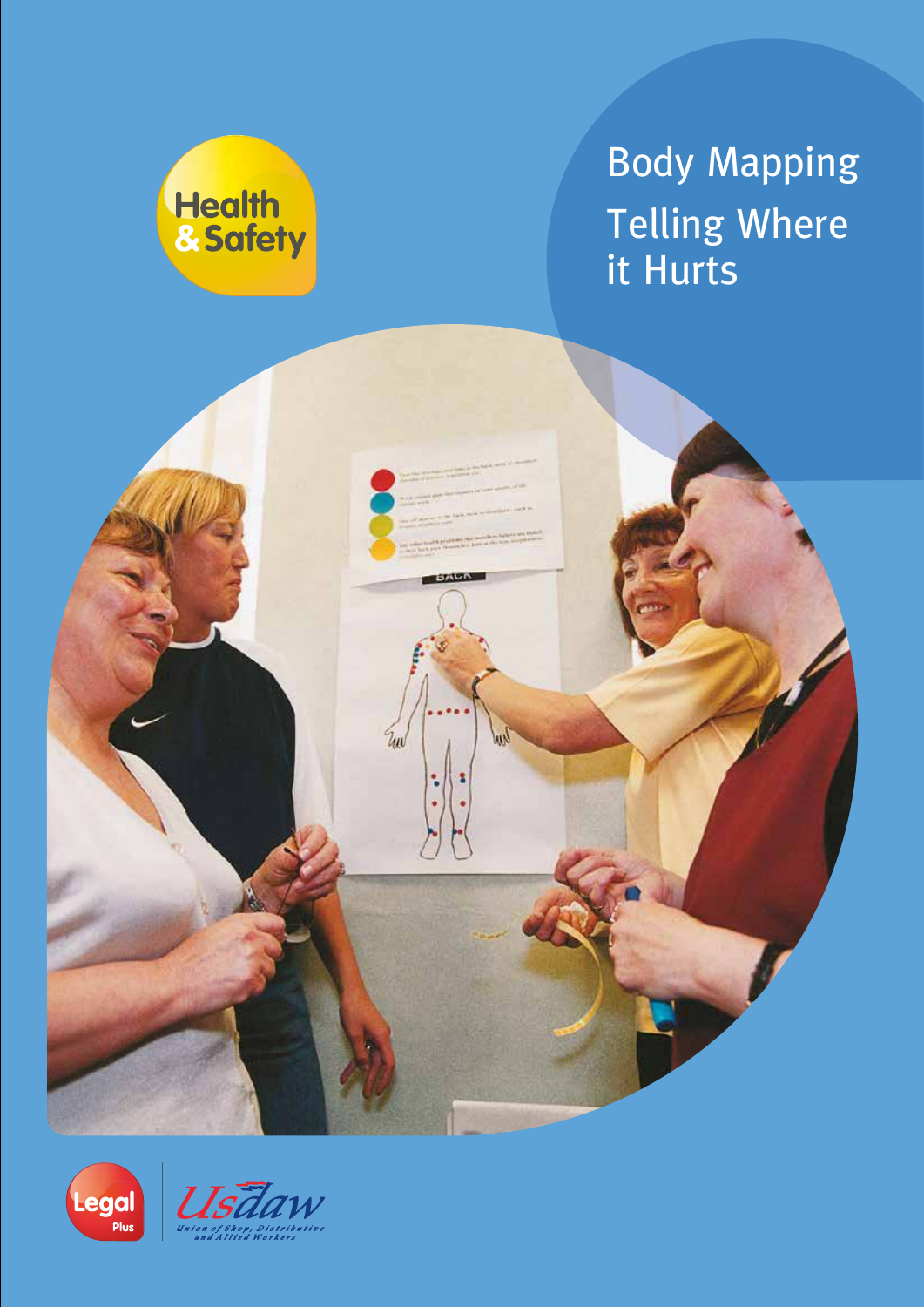Health & Safety

# Body Mapping

## Telling Where it Hurts

Legal Plus

Usdaw

Union of Shop, Distributive and Allied Workers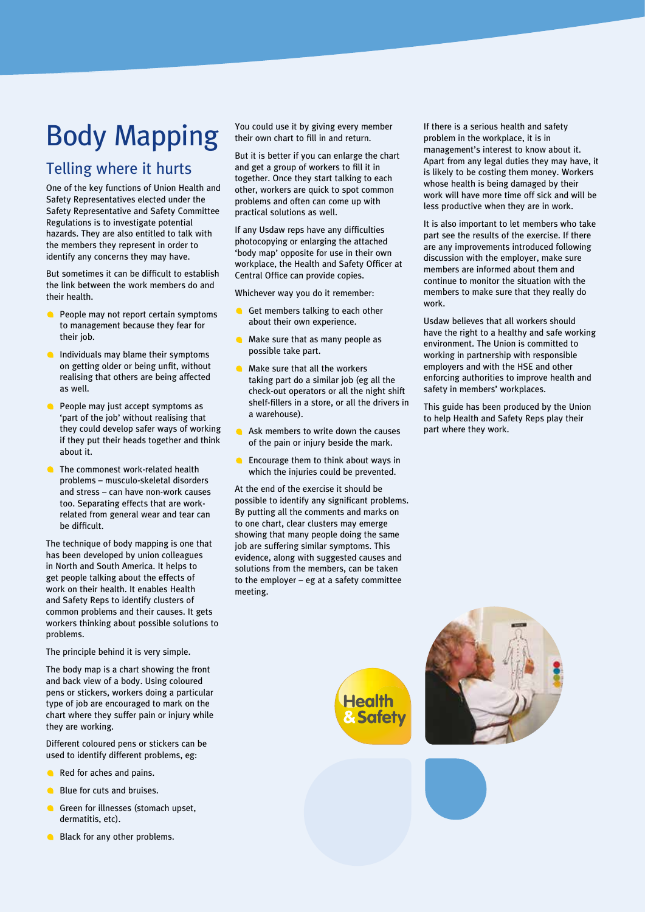# Body Mapping

## Telling where it hurts

One of the key functions of Union Health and Safety Representatives elected under the Safety Representative and Safety Committee Regulations is to investigate potential hazards. They are also entitled to talk with the members they represent in order to identify any concerns they may have.

But sometimes it can be difficult to establish the link between the work members do and their health.

- People may not report certain symptoms to management because they fear for their job.
- Individuals may blame their symptoms on getting older or being unfit, without realising that others are being affected as well.
- People may just accept symptoms as 'part of the job' without realising that they could develop safer ways of working if they put their heads together and think about it.
- The commonest work-related health problems – musculo-skeletal disorders and stress – can have non-work causes too. Separating effects that are work-related from general wear and tear can be difficult.

The technique of body mapping is one that has been developed by union colleagues in North and South America. It helps to get people talking about the effects of work on their health. It enables Health and Safety Reps to identify clusters of common problems and their causes. It gets workers thinking about possible solutions to problems.

The principle behind it is very simple.

The body map is a chart showing the front and back view of a body. Using coloured pens or stickers, workers doing a particular type of job are encouraged to mark on the chart where they suffer pain or injury while they are working.

Different coloured pens or stickers can be used to identify different problems, eg:

- Red for aches and pains.
- Blue for cuts and bruises.
- Green for illnesses (stomach upset, dermatitis, etc).
- Black for any other problems.

You could use it by giving every member their own chart to fill in and return.

But it is better if you can enlarge the chart and get a group of workers to fill it in together. Once they start talking to each other, workers are quick to spot common problems and often can come up with practical solutions as well.

If any Usdaw reps have any difficulties photocopying or enlarging the attached 'body map' opposite for use in their own workplace, the Health and Safety Officer at Central Office can provide copies.

Whichever way you do it remember:

- Get members talking to each other about their own experience.
- Make sure that as many people as possible take part.
- Make sure that all the workers taking part do a similar job (eg all the check-out operators or all the night shift shelf-fillers in a store, or all the drivers in a warehouse).
- Ask members to write down the causes of the pain or injury beside the mark.
- Encourage them to think about ways in which the injuries could be prevented.

At the end of the exercise it should be possible to identify any significant problems. By putting all the comments and marks on to one chart, clear clusters may emerge showing that many people doing the same job are suffering similar symptoms. This evidence, along with suggested causes and solutions from the members, can be taken to the employer – eg at a safety committee meeting.

If there is a serious health and safety problem in the workplace, it is in management's interest to know about it. Apart from any legal duties they may have, it is likely to be costing them money. Workers whose health is being damaged by their work will have more time off sick and will be less productive when they are in work.

It is also important to let members who take part see the results of the exercise. If there are any improvements introduced following discussion with the employer, make sure members are informed about them and continue to monitor the situation with the members to make sure that they really do work.

Usdaw believes that all workers should have the right to a healthy and safe working environment. The Union is committed to working in partnership with responsible employers and with the HSE and other enforcing authorities to improve health and safety in members' workplaces.

This guide has been produced by the Union to help Health and Safety Reps play their part where they work.

Health & Safety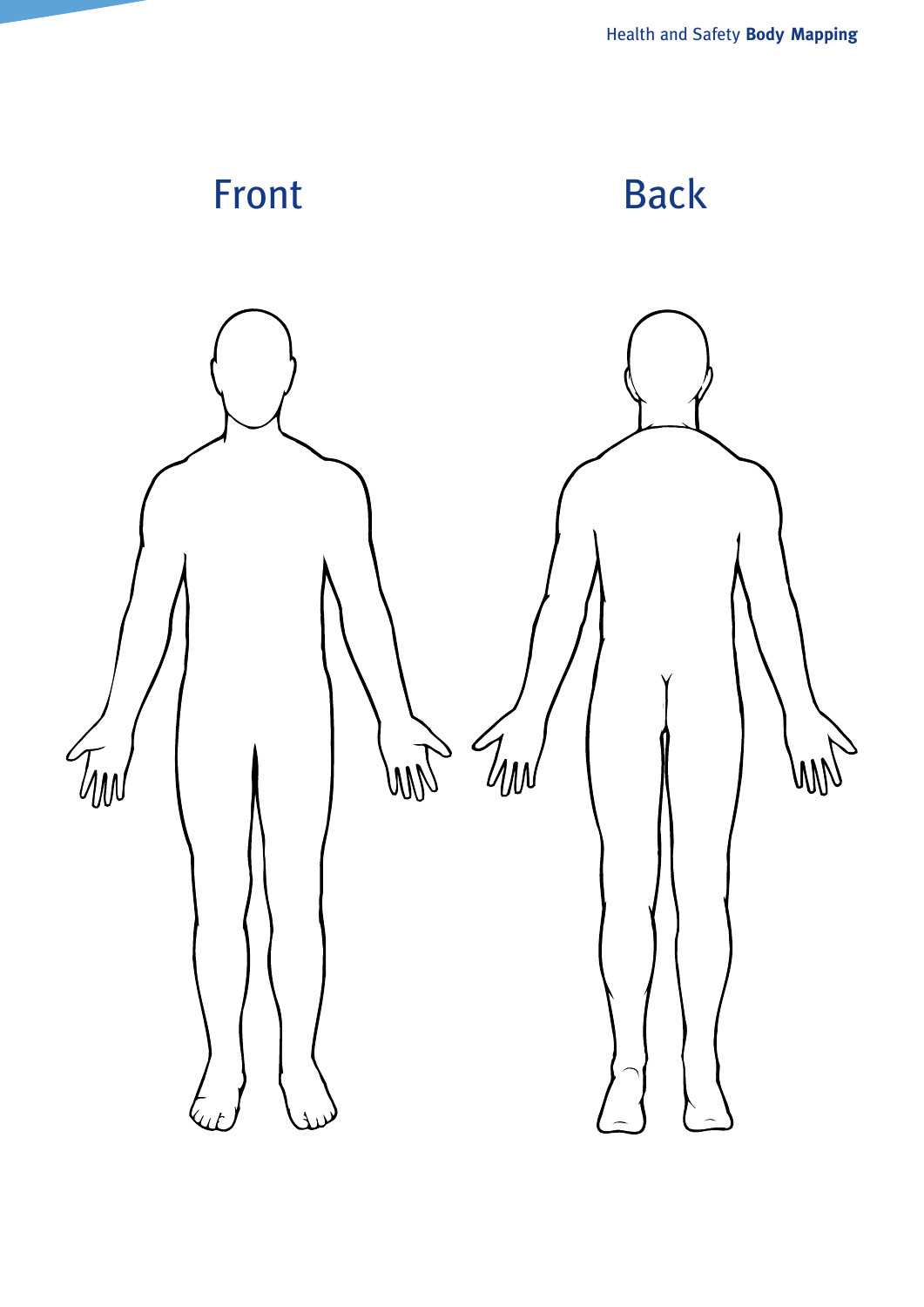Front

Back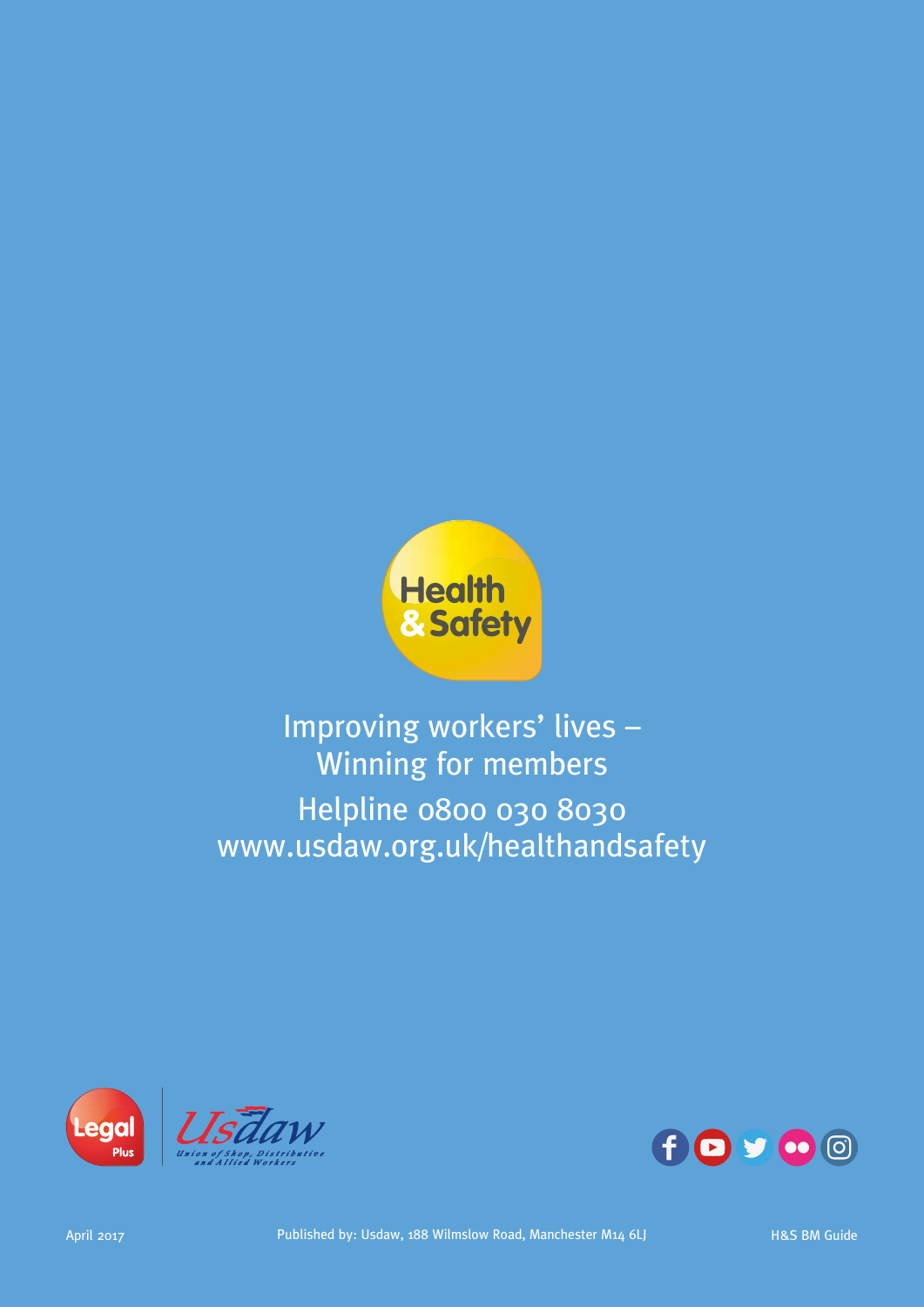Health & Safety

Improving workers' lives –
Winning for members

Helpline 0800 030 8030
www.usdaw.org.uk/healthandsafety

Legal Plus

Usdaw
Union of Shop, Distributive and Allied Workers

April 2017

Published by: Usdaw, 188 Wilmslow Road, Manchester M14 6LJ

H&S BM Guide